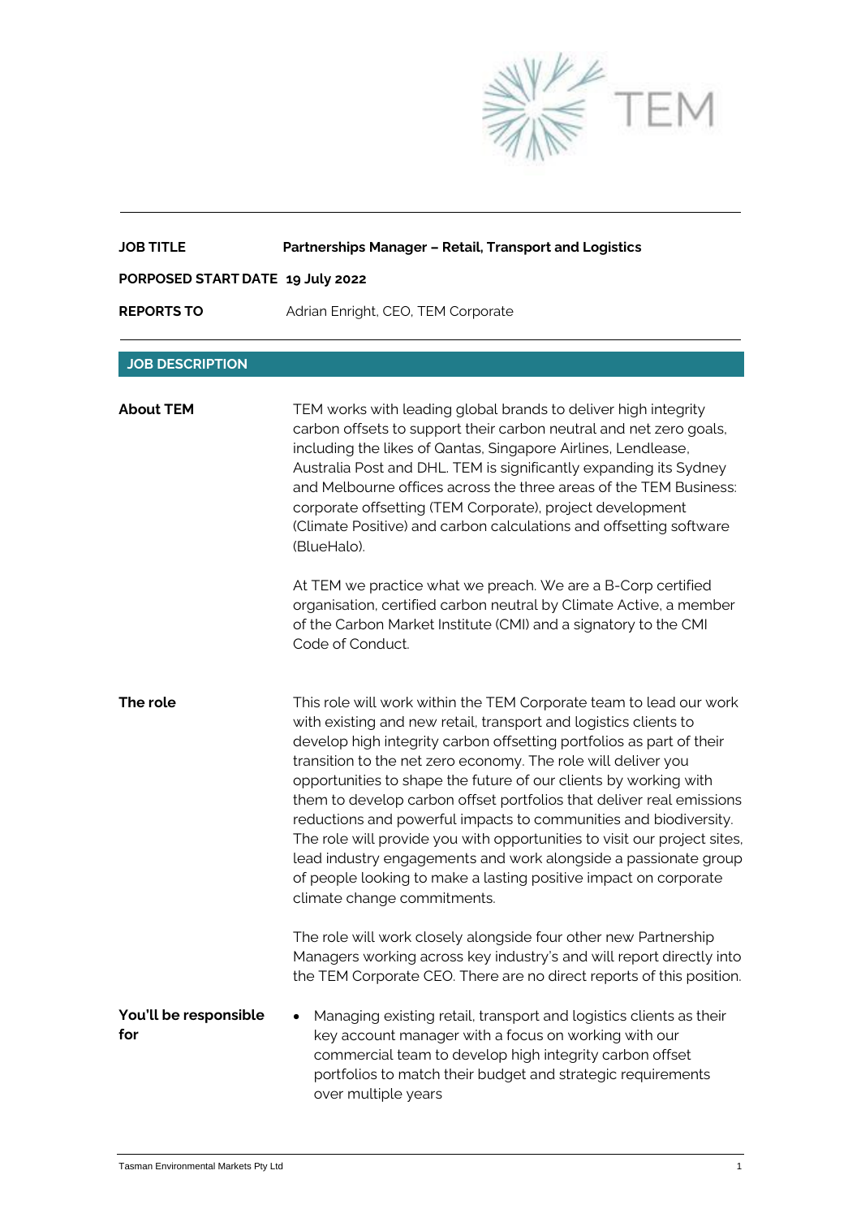TEM

| | |
|---|---|
| **JOB TITLE** | **Partnerships Manager – Retail, Transport and Logistics** |
| **PORPOSED START DATE** | **19 July 2022** |
| **REPORTS TO** | Adrian Enright, CEO, TEM Corporate |

## JOB DESCRIPTION

**About TEM**

TEM works with leading global brands to deliver high integrity carbon offsets to support their carbon neutral and net zero goals, including the likes of Qantas, Singapore Airlines, Lendlease, Australia Post and DHL. TEM is significantly expanding its Sydney and Melbourne offices across the three areas of the TEM Business: corporate offsetting (TEM Corporate), project development (Climate Positive) and carbon calculations and offsetting software (BlueHalo).

At TEM we practice what we preach. We are a B-Corp certified organisation, certified carbon neutral by Climate Active, a member of the Carbon Market Institute (CMI) and a signatory to the CMI Code of Conduct.

**The role**

This role will work within the TEM Corporate team to lead our work with existing and new retail, transport and logistics clients to develop high integrity carbon offsetting portfolios as part of their transition to the net zero economy. The role will deliver you opportunities to shape the future of our clients by working with them to develop carbon offset portfolios that deliver real emissions reductions and powerful impacts to communities and biodiversity. The role will provide you with opportunities to visit our project sites, lead industry engagements and work alongside a passionate group of people looking to make a lasting positive impact on corporate climate change commitments.

The role will work closely alongside four other new Partnership Managers working across key industry's and will report directly into the TEM Corporate CEO. There are no direct reports of this position.

**You'll be responsible for**

- Managing existing retail, transport and logistics clients as their key account manager with a focus on working with our commercial team to develop high integrity carbon offset portfolios to match their budget and strategic requirements over multiple years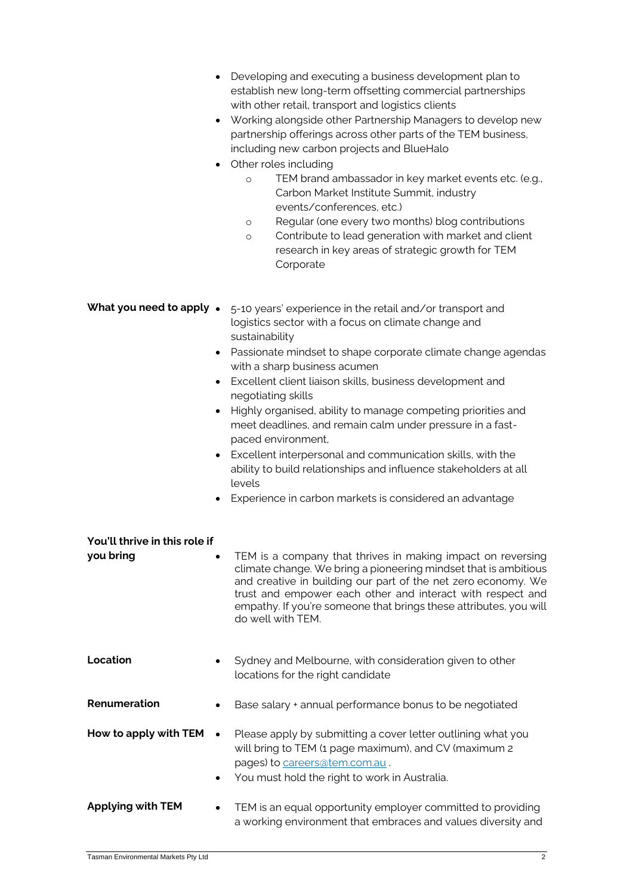- Developing and executing a business development plan to establish new long-term offsetting commercial partnerships with other retail, transport and logistics clients
- Working alongside other Partnership Managers to develop new partnership offerings across other parts of the TEM business, including new carbon projects and BlueHalo
- Other roles including
  - TEM brand ambassador in key market events etc. (e.g., Carbon Market Institute Summit, industry events/conferences, etc.)
  - Regular (one every two months) blog contributions
  - Contribute to lead generation with market and client research in key areas of strategic growth for TEM Corporate

**What you need to apply**

- 5-10 years' experience in the retail and/or transport and logistics sector with a focus on climate change and sustainability
- Passionate mindset to shape corporate climate change agendas with a sharp business acumen
- Excellent client liaison skills, business development and negotiating skills
- Highly organised, ability to manage competing priorities and meet deadlines, and remain calm under pressure in a fast-paced environment,
- Excellent interpersonal and communication skills, with the ability to build relationships and influence stakeholders at all levels
- Experience in carbon markets is considered an advantage

**You'll thrive in this role if you bring**

- TEM is a company that thrives in making impact on reversing climate change. We bring a pioneering mindset that is ambitious and creative in building our part of the net zero economy. We trust and empower each other and interact with respect and empathy. If you're someone that brings these attributes, you will do well with TEM.

**Location**

- Sydney and Melbourne, with consideration given to other locations for the right candidate

**Renumeration**

- Base salary + annual performance bonus to be negotiated

**How to apply with TEM**

- Please apply by submitting a cover letter outlining what you will bring to TEM (1 page maximum), and CV (maximum 2 pages) to careers@tem.com.au .
- You must hold the right to work in Australia.

**Applying with TEM**

- TEM is an equal opportunity employer committed to providing a working environment that embraces and values diversity and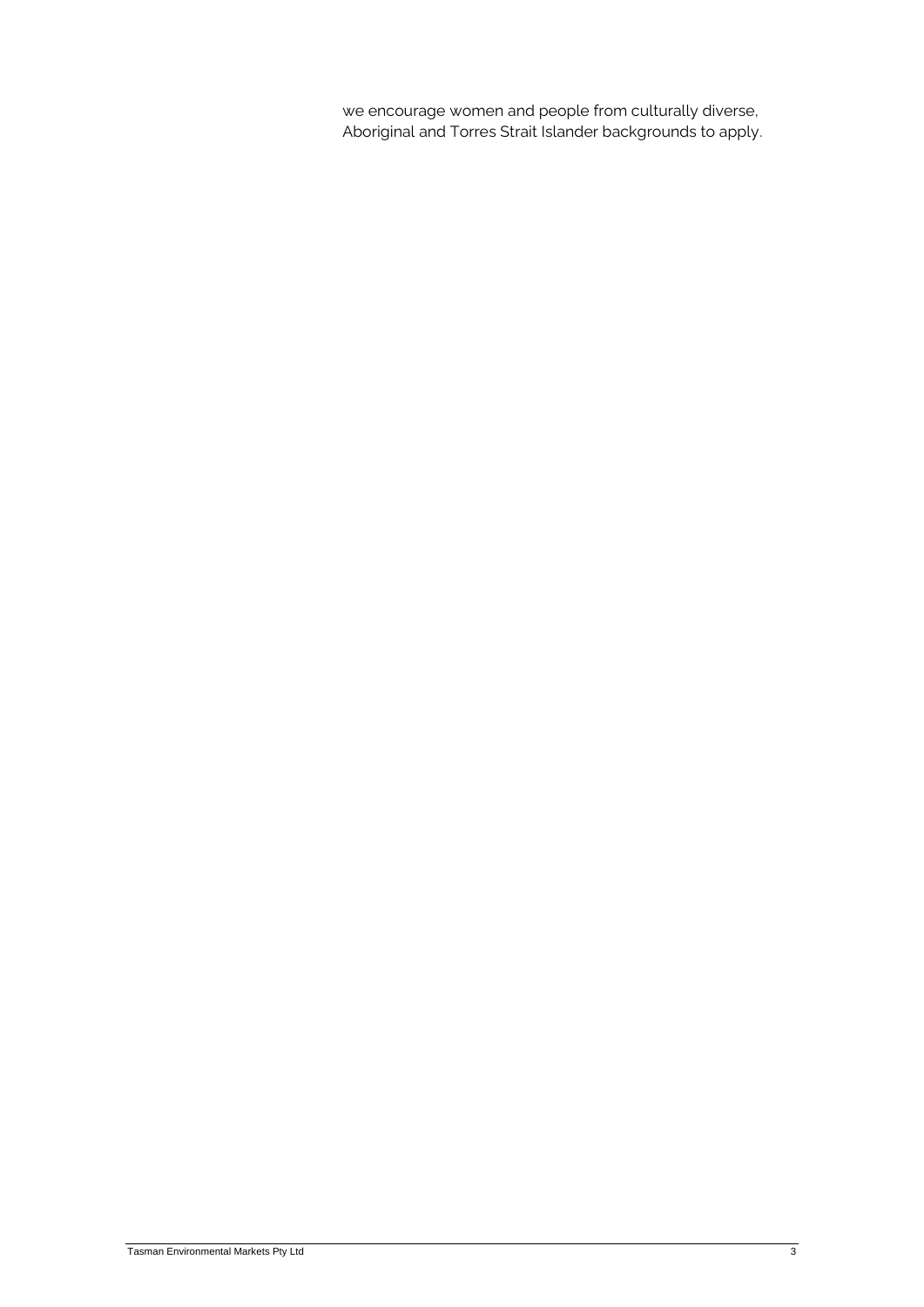we encourage women and people from culturally diverse, Aboriginal and Torres Strait Islander backgrounds to apply.